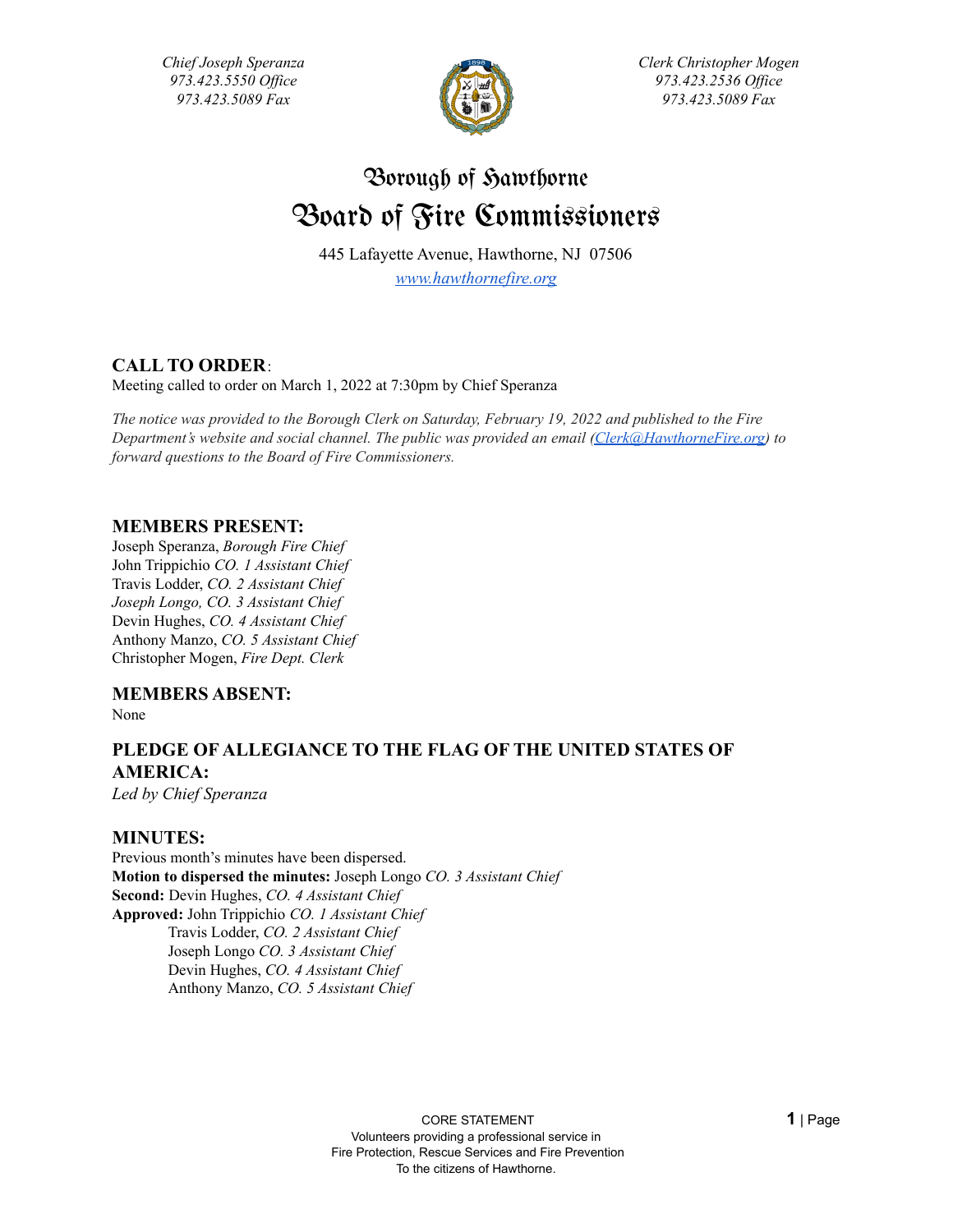*Chief Joseph Speranza*
*973.423.5550 Office*
*973.423.5089 Fax*

*Clerk Christopher Mogen*
*973.423.2536 Office*
*973.423.5089 Fax*

# Borough of Hawthorne
# Board of Fire Commissioners

445 Lafayette Avenue, Hawthorne, NJ 07506
*www.hawthornefire.org*

## CALL TO ORDER:

Meeting called to order on March 1, 2022 at 7:30pm by Chief Speranza

*The notice was provided to the Borough Clerk on Saturday, February 19, 2022 and published to the Fire Department's website and social channel. The public was provided an email (Clerk@HawthorneFire.org) to forward questions to the Board of Fire Commissioners.*

## MEMBERS PRESENT:

Joseph Speranza, *Borough Fire Chief*
John Trippichio *CO. 1 Assistant Chief*
Travis Lodder, *CO. 2 Assistant Chief*
*Joseph Longo, CO. 3 Assistant Chief*
Devin Hughes, *CO. 4 Assistant Chief*
Anthony Manzo, *CO. 5 Assistant Chief*
Christopher Mogen, *Fire Dept. Clerk*

## MEMBERS ABSENT:

None

## PLEDGE OF ALLEGIANCE TO THE FLAG OF THE UNITED STATES OF AMERICA:

*Led by Chief Speranza*

## MINUTES:

Previous month's minutes have been dispersed.
**Motion to dispersed the minutes:** Joseph Longo *CO. 3 Assistant Chief*
**Second:** Devin Hughes, *CO. 4 Assistant Chief*
**Approved:** John Trippichio *CO. 1 Assistant Chief*
Travis Lodder, *CO. 2 Assistant Chief*
Joseph Longo *CO. 3 Assistant Chief*
Devin Hughes, *CO. 4 Assistant Chief*
Anthony Manzo, *CO. 5 Assistant Chief*

CORE STATEMENT
Volunteers providing a professional service in
Fire Protection, Rescue Services and Fire Prevention
To the citizens of Hawthorne.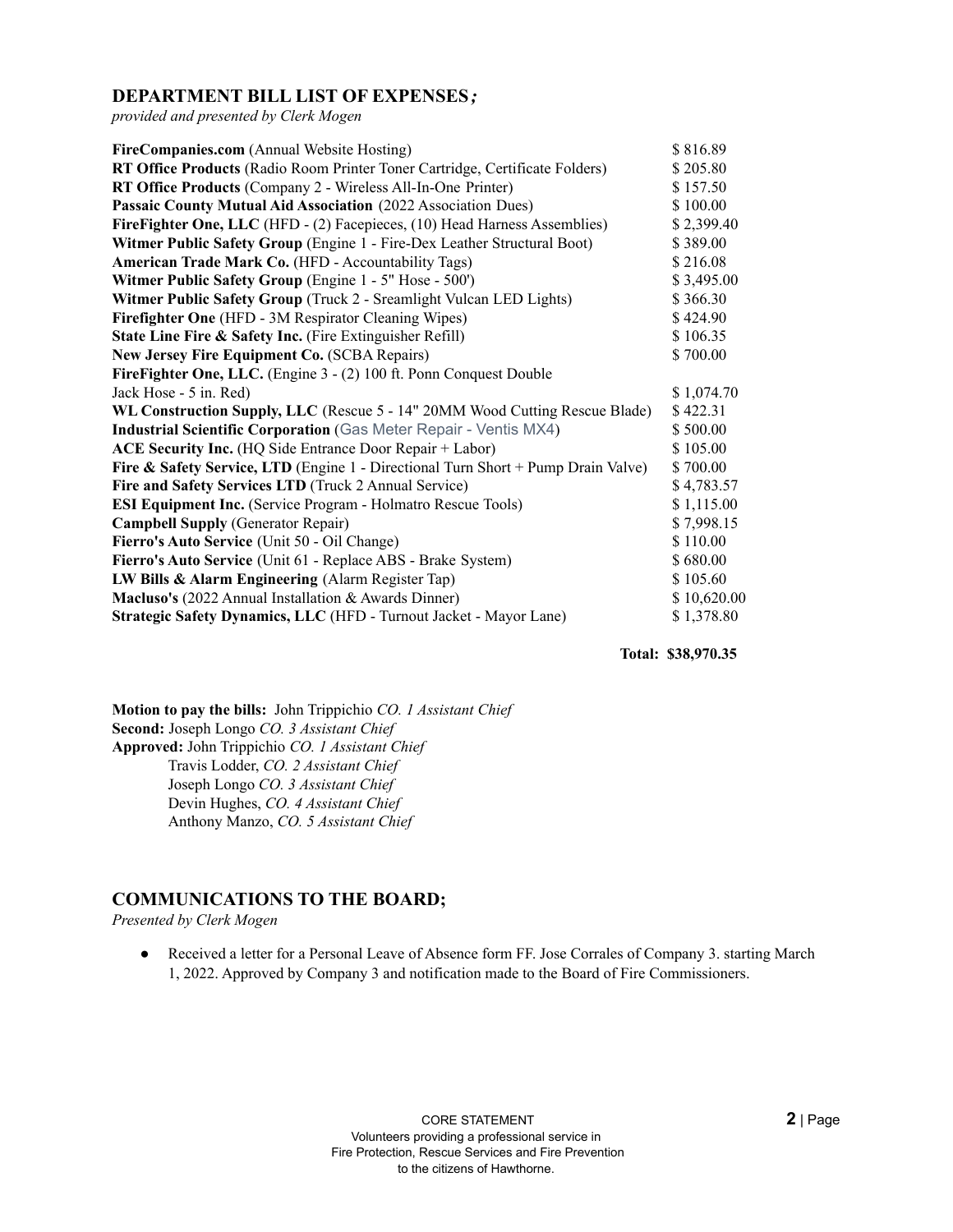## DEPARTMENT BILL LIST OF EXPENSES*;*

*provided and presented by Clerk Mogen*

| | |
|---|---|
| **FireCompanies.com** (Annual Website Hosting) | $ 816.89 |
| **RT Office Products** (Radio Room Printer Toner Cartridge, Certificate Folders) | $ 205.80 |
| **RT Office Products** (Company 2 - Wireless All-In-One Printer) | $ 157.50 |
| **Passaic County Mutual Aid Association** (2022 Association Dues) | $ 100.00 |
| **FireFighter One, LLC** (HFD - (2) Facepieces, (10) Head Harness Assemblies) | $ 2,399.40 |
| **Witmer Public Safety Group** (Engine 1 - Fire-Dex Leather Structural Boot) | $ 389.00 |
| **American Trade Mark Co.** (HFD - Accountability Tags) | $ 216.08 |
| **Witmer Public Safety Group** (Engine 1 - 5" Hose - 500') | $ 3,495.00 |
| **Witmer Public Safety Group** (Truck 2 - Sreamlight Vulcan LED Lights) | $ 366.30 |
| **Firefighter One** (HFD - 3M Respirator Cleaning Wipes) | $ 424.90 |
| **State Line Fire & Safety Inc.** (Fire Extinguisher Refill) | $ 106.35 |
| **New Jersey Fire Equipment Co.** (SCBA Repairs) | $ 700.00 |
| **FireFighter One, LLC.** (Engine 3 - (2) 100 ft. Ponn Conquest Double Jack Hose - 5 in. Red) | $ 1,074.70 |
| **WL Construction Supply, LLC** (Rescue 5 - 14" 20MM Wood Cutting Rescue Blade) | $ 422.31 |
| **Industrial Scientific Corporation** (Gas Meter Repair - Ventis MX4) | $ 500.00 |
| **ACE Security Inc.** (HQ Side Entrance Door Repair + Labor) | $ 105.00 |
| **Fire & Safety Service, LTD** (Engine 1 - Directional Turn Short + Pump Drain Valve) | $ 700.00 |
| **Fire and Safety Services LTD** (Truck 2 Annual Service) | $ 4,783.57 |
| **ESI Equipment Inc.** (Service Program - Holmatro Rescue Tools) | $ 1,115.00 |
| **Campbell Supply** (Generator Repair) | $ 7,998.15 |
| **Fierro's Auto Service** (Unit 50 - Oil Change) | $ 110.00 |
| **Fierro's Auto Service** (Unit 61 - Replace ABS - Brake System) | $ 680.00 |
| **LW Bills & Alarm Engineering** (Alarm Register Tap) | $ 105.60 |
| **Macluso's** (2022 Annual Installation & Awards Dinner) | $ 10,620.00 |
| **Strategic Safety Dynamics, LLC** (HFD - Turnout Jacket - Mayor Lane) | $ 1,378.80 |
| | **Total: $38,970.35** |

**Motion to pay the bills:** John Trippichio *CO. 1 Assistant Chief*
**Second:** Joseph Longo *CO. 3 Assistant Chief*
**Approved:** John Trippichio *CO. 1 Assistant Chief*
Travis Lodder, *CO. 2 Assistant Chief*
Joseph Longo *CO. 3 Assistant Chief*
Devin Hughes, *CO. 4 Assistant Chief*
Anthony Manzo, *CO. 5 Assistant Chief*

## COMMUNICATIONS TO THE BOARD;

*Presented by Clerk Mogen*

- Received a letter for a Personal Leave of Absence form FF. Jose Corrales of Company 3. starting March 1, 2022. Approved by Company 3 and notification made to the Board of Fire Commissioners.

CORE STATEMENT
Volunteers providing a professional service in
Fire Protection, Rescue Services and Fire Prevention
to the citizens of Hawthorne.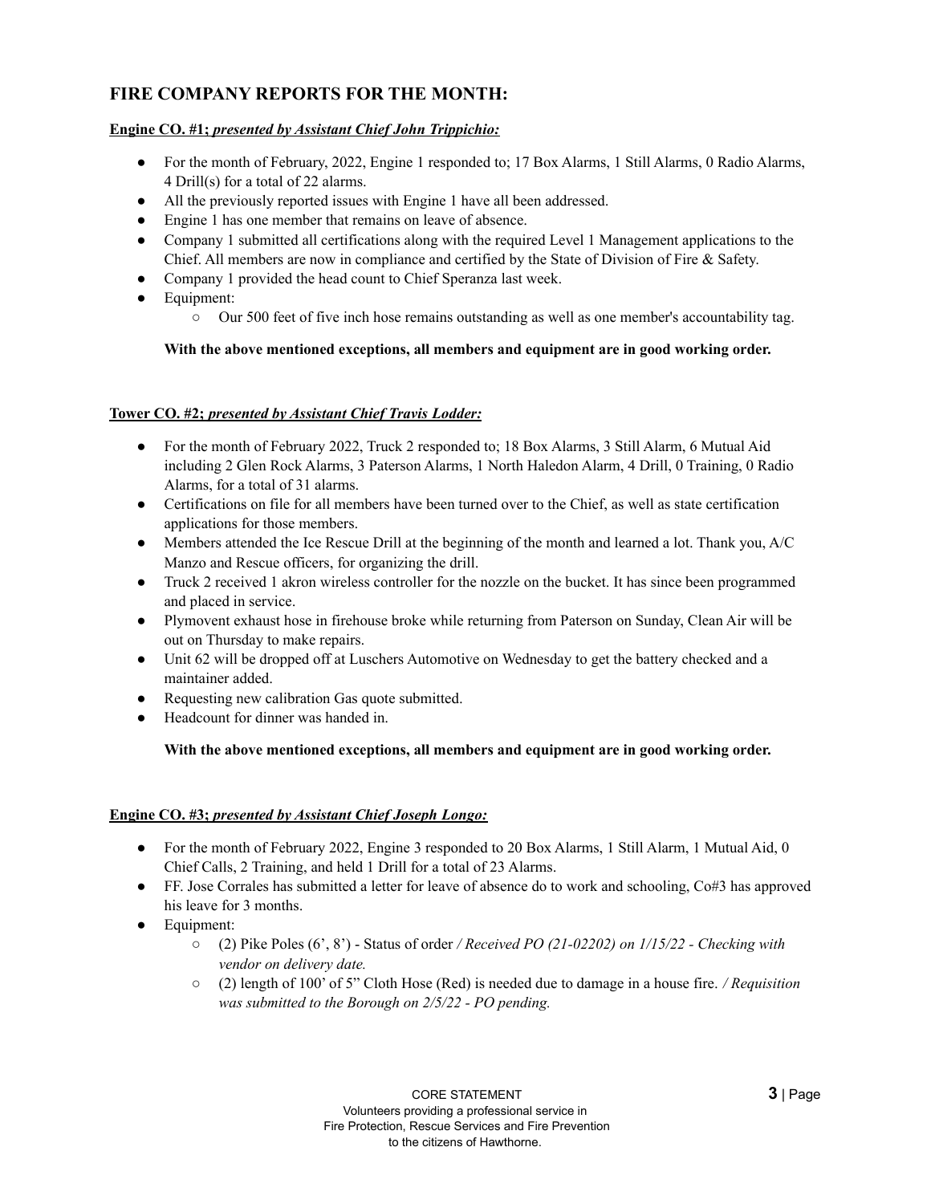## FIRE COMPANY REPORTS FOR THE MONTH:

**Engine CO. #1; *presented by Assistant Chief John Trippichio:***

- For the month of February, 2022, Engine 1 responded to; 17 Box Alarms, 1 Still Alarms, 0 Radio Alarms, 4 Drill(s) for a total of 22 alarms.
- All the previously reported issues with Engine 1 have all been addressed.
- Engine 1 has one member that remains on leave of absence.
- Company 1 submitted all certifications along with the required Level 1 Management applications to the Chief. All members are now in compliance and certified by the State of Division of Fire & Safety.
- Company 1 provided the head count to Chief Speranza last week.
- Equipment:
  - Our 500 feet of five inch hose remains outstanding as well as one member's accountability tag.

**With the above mentioned exceptions, all members and equipment are in good working order.**

**Tower CO. #2; *presented by Assistant Chief Travis Lodder:***

- For the month of February 2022, Truck 2 responded to; 18 Box Alarms, 3 Still Alarm, 6 Mutual Aid including 2 Glen Rock Alarms, 3 Paterson Alarms, 1 North Haledon Alarm, 4 Drill, 0 Training, 0 Radio Alarms, for a total of 31 alarms.
- Certifications on file for all members have been turned over to the Chief, as well as state certification applications for those members.
- Members attended the Ice Rescue Drill at the beginning of the month and learned a lot. Thank you, A/C Manzo and Rescue officers, for organizing the drill.
- Truck 2 received 1 akron wireless controller for the nozzle on the bucket. It has since been programmed and placed in service.
- Plymovent exhaust hose in firehouse broke while returning from Paterson on Sunday, Clean Air will be out on Thursday to make repairs.
- Unit 62 will be dropped off at Luschers Automotive on Wednesday to get the battery checked and a maintainer added.
- Requesting new calibration Gas quote submitted.
- Headcount for dinner was handed in.

**With the above mentioned exceptions, all members and equipment are in good working order.**

**Engine CO. #3; *presented by Assistant Chief Joseph Longo:***

- For the month of February 2022, Engine 3 responded to 20 Box Alarms, 1 Still Alarm, 1 Mutual Aid, 0 Chief Calls, 2 Training, and held 1 Drill for a total of 23 Alarms.
- FF. Jose Corrales has submitted a letter for leave of absence do to work and schooling, Co#3 has approved his leave for 3 months.
- Equipment:
  - (2) Pike Poles (6', 8') - Status of order */ Received PO (21-02202) on 1/15/22 - Checking with vendor on delivery date.*
  - (2) length of 100' of 5" Cloth Hose (Red) is needed due to damage in a house fire. */ Requisition was submitted to the Borough on 2/5/22 - PO pending.*

CORE STATEMENT
Volunteers providing a professional service in
Fire Protection, Rescue Services and Fire Prevention
to the citizens of Hawthorne.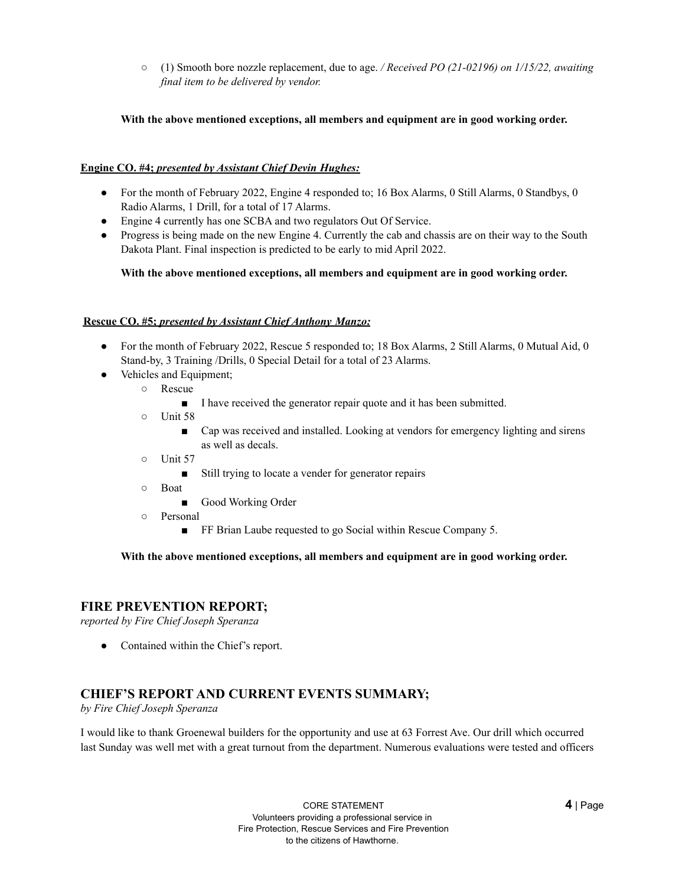- (1) Smooth bore nozzle replacement, due to age. */ Received PO (21-02196) on 1/15/22, awaiting final item to be delivered by vendor.*

**With the above mentioned exceptions, all members and equipment are in good working order.**

**Engine CO. #4; *presented by Assistant Chief Devin Hughes:***

- For the month of February 2022, Engine 4 responded to; 16 Box Alarms, 0 Still Alarms, 0 Standbys, 0 Radio Alarms, 1 Drill, for a total of 17 Alarms.
- Engine 4 currently has one SCBA and two regulators Out Of Service.
- Progress is being made on the new Engine 4. Currently the cab and chassis are on their way to the South Dakota Plant. Final inspection is predicted to be early to mid April 2022.

**With the above mentioned exceptions, all members and equipment are in good working order.**

**Rescue CO. #5; *presented by Assistant Chief Anthony Manzo:***

- For the month of February 2022, Rescue 5 responded to; 18 Box Alarms, 2 Still Alarms, 0 Mutual Aid, 0 Stand-by, 3 Training /Drills, 0 Special Detail for a total of 23 Alarms.
- Vehicles and Equipment;
  - Rescue
    - I have received the generator repair quote and it has been submitted.
  - Unit 58
    - Cap was received and installed. Looking at vendors for emergency lighting and sirens as well as decals.
  - Unit 57
    - Still trying to locate a vender for generator repairs
  - Boat
    - Good Working Order
  - Personal
    - FF Brian Laube requested to go Social within Rescue Company 5.

**With the above mentioned exceptions, all members and equipment are in good working order.**

## FIRE PREVENTION REPORT;

*reported by Fire Chief Joseph Speranza*

- Contained within the Chief's report.

## CHIEF'S REPORT AND CURRENT EVENTS SUMMARY;

*by Fire Chief Joseph Speranza*

I would like to thank Groenewal builders for the opportunity and use at 63 Forrest Ave. Our drill which occurred last Sunday was well met with a great turnout from the department. Numerous evaluations were tested and officers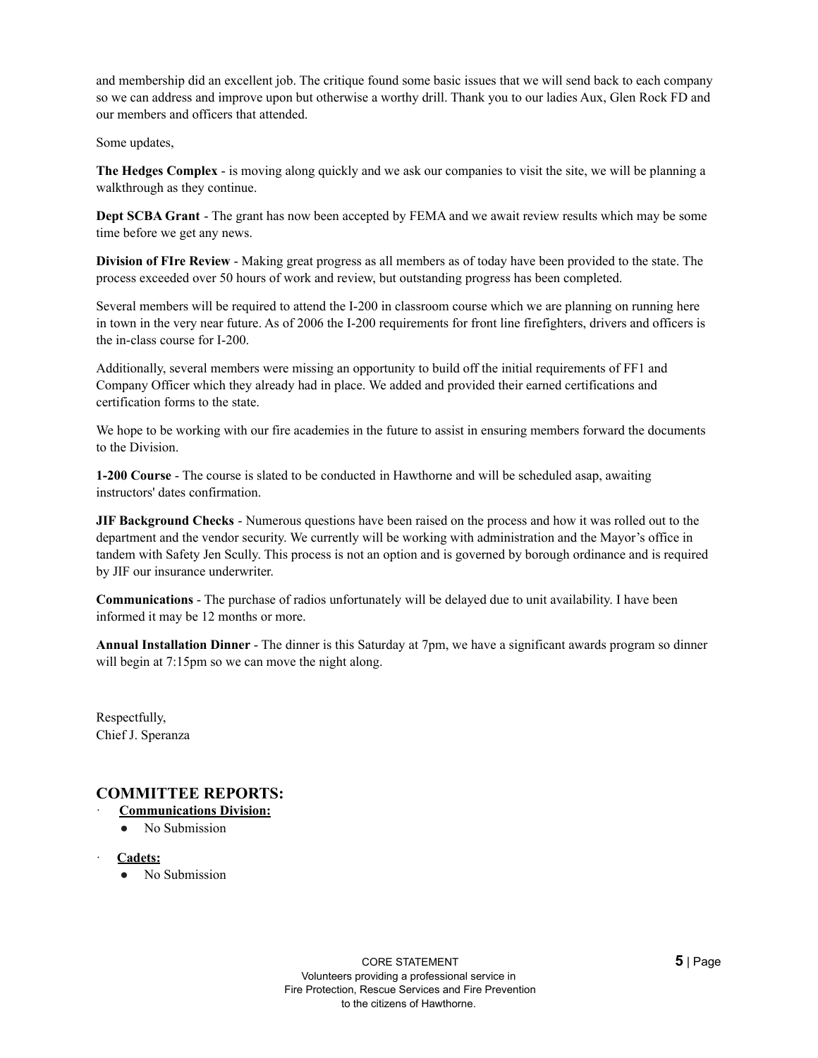and membership did an excellent job. The critique found some basic issues that we will send back to each company so we can address and improve upon but otherwise a worthy drill. Thank you to our ladies Aux, Glen Rock FD and our members and officers that attended.

Some updates,

**The Hedges Complex** - is moving along quickly and we ask our companies to visit the site, we will be planning a walkthrough as they continue.

**Dept SCBA Grant** - The grant has now been accepted by FEMA and we await review results which may be some time before we get any news.

**Division of FIre Review** - Making great progress as all members as of today have been provided to the state. The process exceeded over 50 hours of work and review, but outstanding progress has been completed.

Several members will be required to attend the I-200 in classroom course which we are planning on running here in town in the very near future. As of 2006 the I-200 requirements for front line firefighters, drivers and officers is the in-class course for I-200.

Additionally, several members were missing an opportunity to build off the initial requirements of FF1 and Company Officer which they already had in place. We added and provided their earned certifications and certification forms to the state.

We hope to be working with our fire academies in the future to assist in ensuring members forward the documents to the Division.

**1-200 Course** - The course is slated to be conducted in Hawthorne and will be scheduled asap, awaiting instructors' dates confirmation.

**JIF Background Checks** - Numerous questions have been raised on the process and how it was rolled out to the department and the vendor security. We currently will be working with administration and the Mayor's office in tandem with Safety Jen Scully. This process is not an option and is governed by borough ordinance and is required by JIF our insurance underwriter.

**Communications** - The purchase of radios unfortunately will be delayed due to unit availability. I have been informed it may be 12 months or more.

**Annual Installation Dinner** - The dinner is this Saturday at 7pm, we have a significant awards program so dinner will begin at 7:15pm so we can move the night along.

Respectfully,
Chief J. Speranza

## COMMITTEE REPORTS:

- **Communications Division:**
  - No Submission
- **Cadets:**
  - No Submission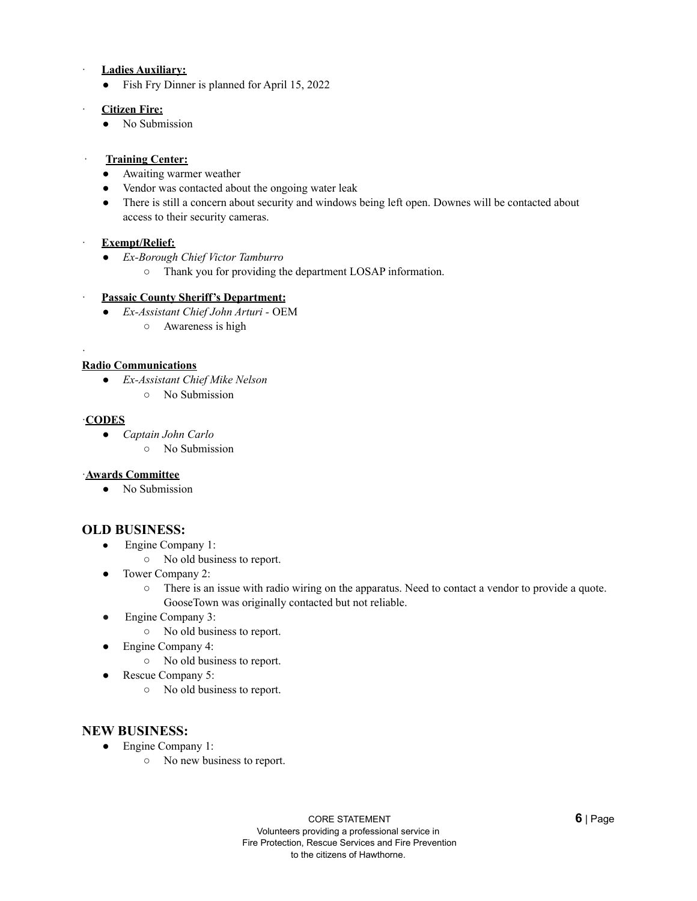**Ladies Auxiliary:**

- Fish Fry Dinner is planned for April 15, 2022

**Citizen Fire:**

- No Submission

**Training Center:**

- Awaiting warmer weather
- Vendor was contacted about the ongoing water leak
- There is still a concern about security and windows being left open. Downes will be contacted about access to their security cameras.

**Exempt/Relief:**

- *Ex-Borough Chief Victor Tamburro*
  - Thank you for providing the department LOSAP information.

**Passaic County Sheriff's Department:**

- *Ex-Assistant Chief John Arturi* - OEM
  - Awareness is high

**Radio Communications**

- *Ex-Assistant Chief Mike Nelson*
  - No Submission

**CODES**

- *Captain John Carlo*
  - No Submission

**Awards Committee**

- No Submission

## OLD BUSINESS:

- Engine Company 1:
  - No old business to report.
- Tower Company 2:
  - There is an issue with radio wiring on the apparatus. Need to contact a vendor to provide a quote. GooseTown was originally contacted but not reliable.
- Engine Company 3:
  - No old business to report.
- Engine Company 4:
  - No old business to report.
- Rescue Company 5:
  - No old business to report.

## NEW BUSINESS:

- Engine Company 1:
  - No new business to report.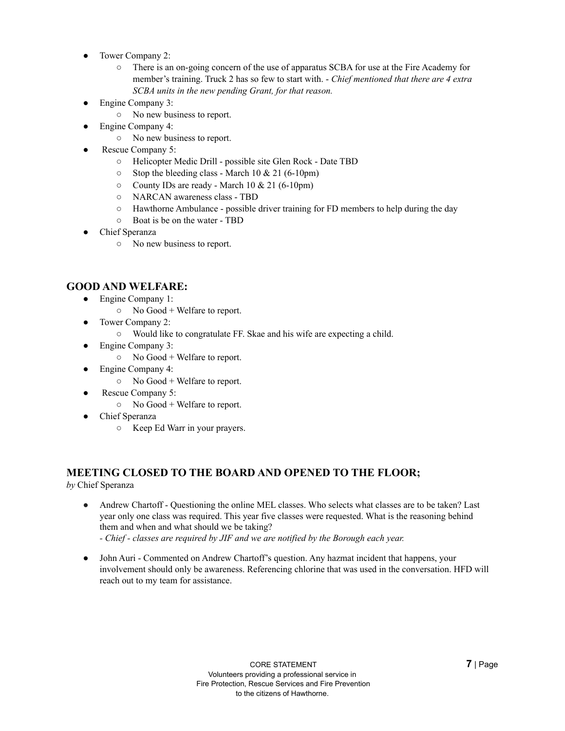- Tower Company 2:
  - There is an on-going concern of the use of apparatus SCBA for use at the Fire Academy for member's training. Truck 2 has so few to start with. - *Chief mentioned that there are 4 extra SCBA units in the new pending Grant, for that reason.*
- Engine Company 3:
  - No new business to report.
- Engine Company 4:
  - No new business to report.
- Rescue Company 5:
  - Helicopter Medic Drill - possible site Glen Rock - Date TBD
  - Stop the bleeding class - March 10 & 21 (6-10pm)
  - County IDs are ready - March 10 & 21 (6-10pm)
  - NARCAN awareness class - TBD
  - Hawthorne Ambulance - possible driver training for FD members to help during the day
  - Boat is be on the water - TBD
- Chief Speranza
  - No new business to report.

## GOOD AND WELFARE:

- Engine Company 1:
  - No Good + Welfare to report.
- Tower Company 2:
  - Would like to congratulate FF. Skae and his wife are expecting a child.
- Engine Company 3:
  - No Good + Welfare to report.
- Engine Company 4:
  - No Good + Welfare to report.
- Rescue Company 5:
  - No Good + Welfare to report.
- Chief Speranza
  - Keep Ed Warr in your prayers.

## MEETING CLOSED TO THE BOARD AND OPENED TO THE FLOOR;

*by* Chief Speranza

- Andrew Chartoff - Questioning the online MEL classes. Who selects what classes are to be taken? Last year only one class was required. This year five classes were requested. What is the reasoning behind them and when and what should we be taking?
  *- Chief - classes are required by JIF and we are notified by the Borough each year.*

- John Auri - Commented on Andrew Chartoff's question. Any hazmat incident that happens, your involvement should only be awareness. Referencing chlorine that was used in the conversation. HFD will reach out to my team for assistance.

CORE STATEMENT
Volunteers providing a professional service in
Fire Protection, Rescue Services and Fire Prevention
to the citizens of Hawthorne.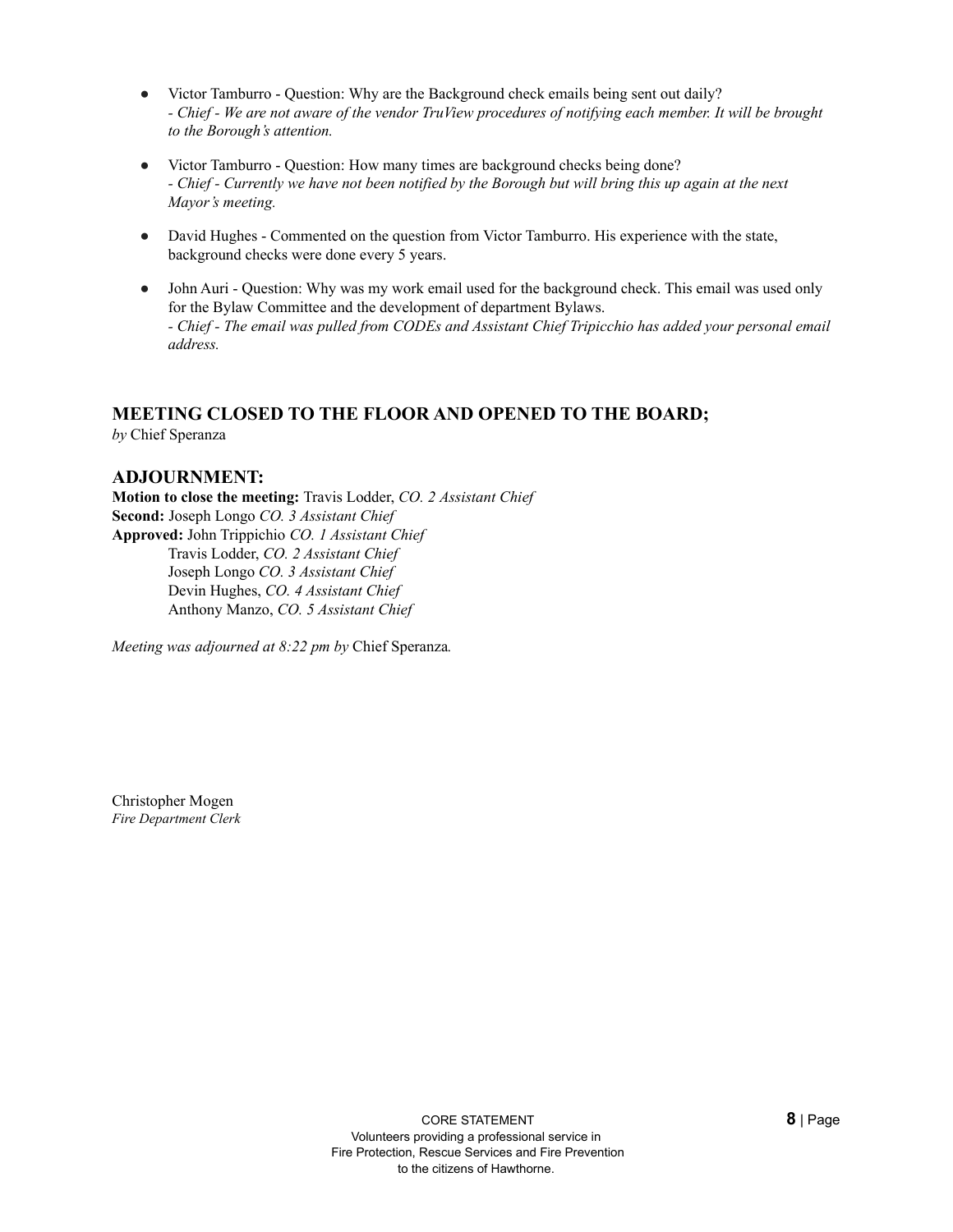- Victor Tamburro - Question: Why are the Background check emails being sent out daily?
  *- Chief - We are not aware of the vendor TruView procedures of notifying each member. It will be brought to the Borough's attention.*

- Victor Tamburro - Question: How many times are background checks being done?
  *- Chief - Currently we have not been notified by the Borough but will bring this up again at the next Mayor's meeting.*

- David Hughes - Commented on the question from Victor Tamburro. His experience with the state, background checks were done every 5 years.

- John Auri - Question: Why was my work email used for the background check. This email was used only for the Bylaw Committee and the development of department Bylaws.
  *- Chief - The email was pulled from CODEs and Assistant Chief Tripicchio has added your personal email address.*

## MEETING CLOSED TO THE FLOOR AND OPENED TO THE BOARD;

*by* Chief Speranza

## ADJOURNMENT:

**Motion to close the meeting:** Travis Lodder, *CO. 2 Assistant Chief*
**Second:** Joseph Longo *CO. 3 Assistant Chief*
**Approved:** John Trippichio *CO. 1 Assistant Chief*
Travis Lodder, *CO. 2 Assistant Chief*
Joseph Longo *CO. 3 Assistant Chief*
Devin Hughes, *CO. 4 Assistant Chief*
Anthony Manzo, *CO. 5 Assistant Chief*

*Meeting was adjourned at 8:22 pm by* Chief Speranza*.*

Christopher Mogen
*Fire Department Clerk*

CORE STATEMENT
Volunteers providing a professional service in
Fire Protection, Rescue Services and Fire Prevention
to the citizens of Hawthorne.